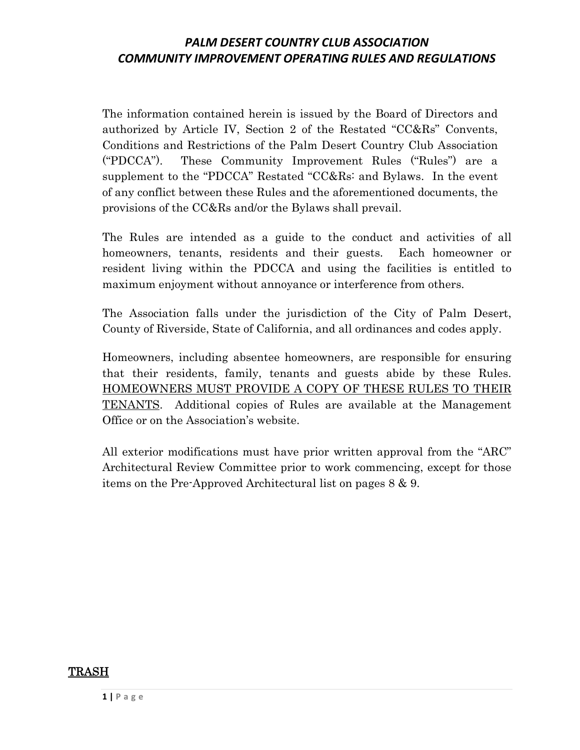# *PALM DESERT COUNTRY CLUB ASSOCIATION*
# *COMMUNITY IMPROVEMENT OPERATING RULES AND REGULATIONS*

The information contained herein is issued by the Board of Directors and authorized by Article IV, Section 2 of the Restated "CC&Rs" Convents, Conditions and Restrictions of the Palm Desert Country Club Association ("PDCCA"). These Community Improvement Rules ("Rules") are a supplement to the "PDCCA" Restated "CC&Rs: and Bylaws. In the event of any conflict between these Rules and the aforementioned documents, the provisions of the CC&Rs and/or the Bylaws shall prevail.

The Rules are intended as a guide to the conduct and activities of all homeowners, tenants, residents and their guests. Each homeowner or resident living within the PDCCA and using the facilities is entitled to maximum enjoyment without annoyance or interference from others.

The Association falls under the jurisdiction of the City of Palm Desert, County of Riverside, State of California, and all ordinances and codes apply.

Homeowners, including absentee homeowners, are responsible for ensuring that their residents, family, tenants and guests abide by these Rules. <u>HOMEOWNERS MUST PROVIDE A COPY OF THESE RULES TO THEIR TENANTS</u>. Additional copies of Rules are available at the Management Office or on the Association's website.

All exterior modifications must have prior written approval from the "ARC" Architectural Review Committee prior to work commencing, except for those items on the Pre-Approved Architectural list on pages 8 & 9.

## <u>TRASH</u>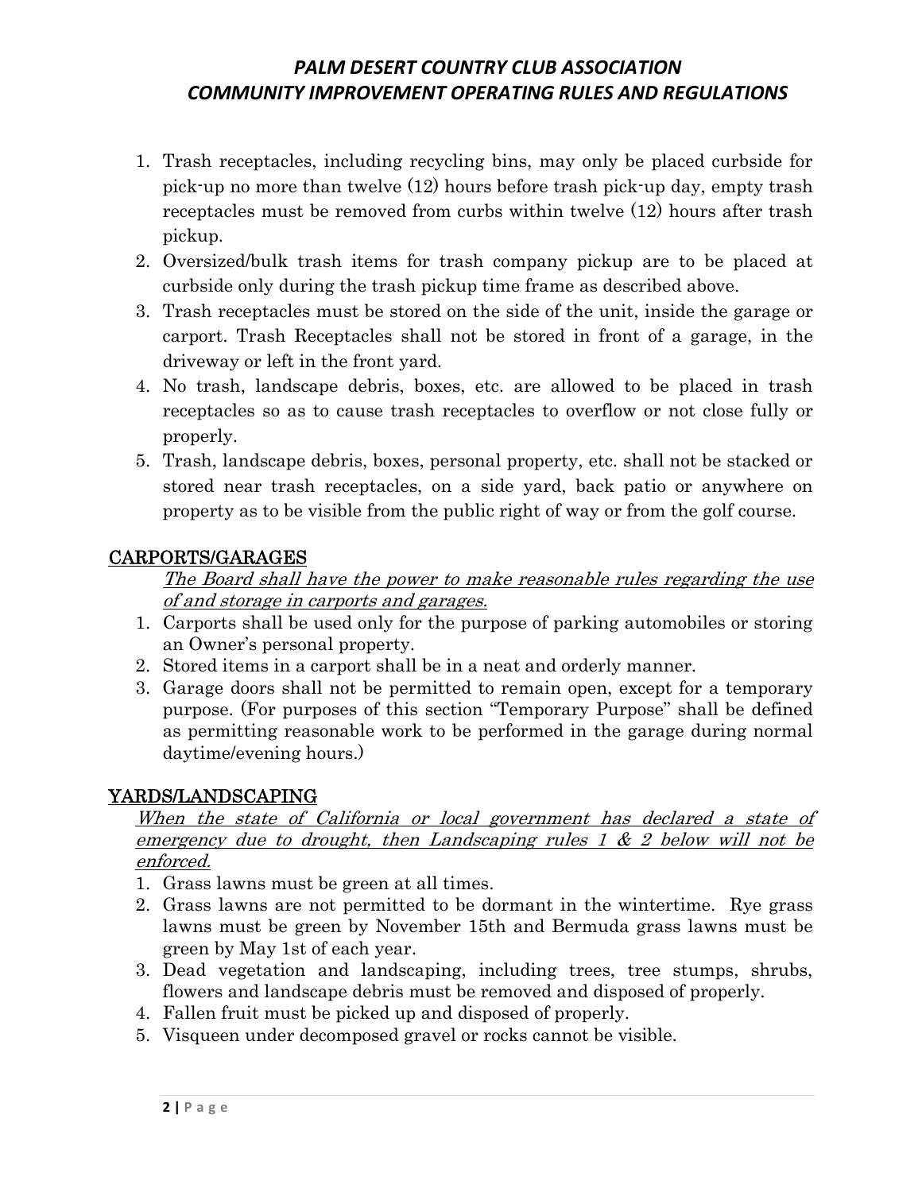1. Trash receptacles, including recycling bins, may only be placed curbside for pick-up no more than twelve (12) hours before trash pick-up day, empty trash receptacles must be removed from curbs within twelve (12) hours after trash pickup.
2. Oversized/bulk trash items for trash company pickup are to be placed at curbside only during the trash pickup time frame as described above.
3. Trash receptacles must be stored on the side of the unit, inside the garage or carport. Trash Receptacles shall not be stored in front of a garage, in the driveway or left in the front yard.
4. No trash, landscape debris, boxes, etc. are allowed to be placed in trash receptacles so as to cause trash receptacles to overflow or not close fully or properly.
5. Trash, landscape debris, boxes, personal property, etc. shall not be stacked or stored near trash receptacles, on a side yard, back patio or anywhere on property as to be visible from the public right of way or from the golf course.

## CARPORTS/GARAGES

*The Board shall have the power to make reasonable rules regarding the use of and storage in carports and garages.*

1. Carports shall be used only for the purpose of parking automobiles or storing an Owner's personal property.
2. Stored items in a carport shall be in a neat and orderly manner.
3. Garage doors shall not be permitted to remain open, except for a temporary purpose. (For purposes of this section "Temporary Purpose" shall be defined as permitting reasonable work to be performed in the garage during normal daytime/evening hours.)

## YARDS/LANDSCAPING

*When the state of California or local government has declared a state of emergency due to drought, then Landscaping rules 1 & 2 below will not be enforced.*

1. Grass lawns must be green at all times.
2. Grass lawns are not permitted to be dormant in the wintertime. Rye grass lawns must be green by November 15th and Bermuda grass lawns must be green by May 1st of each year.
3. Dead vegetation and landscaping, including trees, tree stumps, shrubs, flowers and landscape debris must be removed and disposed of properly.
4. Fallen fruit must be picked up and disposed of properly.
5. Visqueen under decomposed gravel or rocks cannot be visible.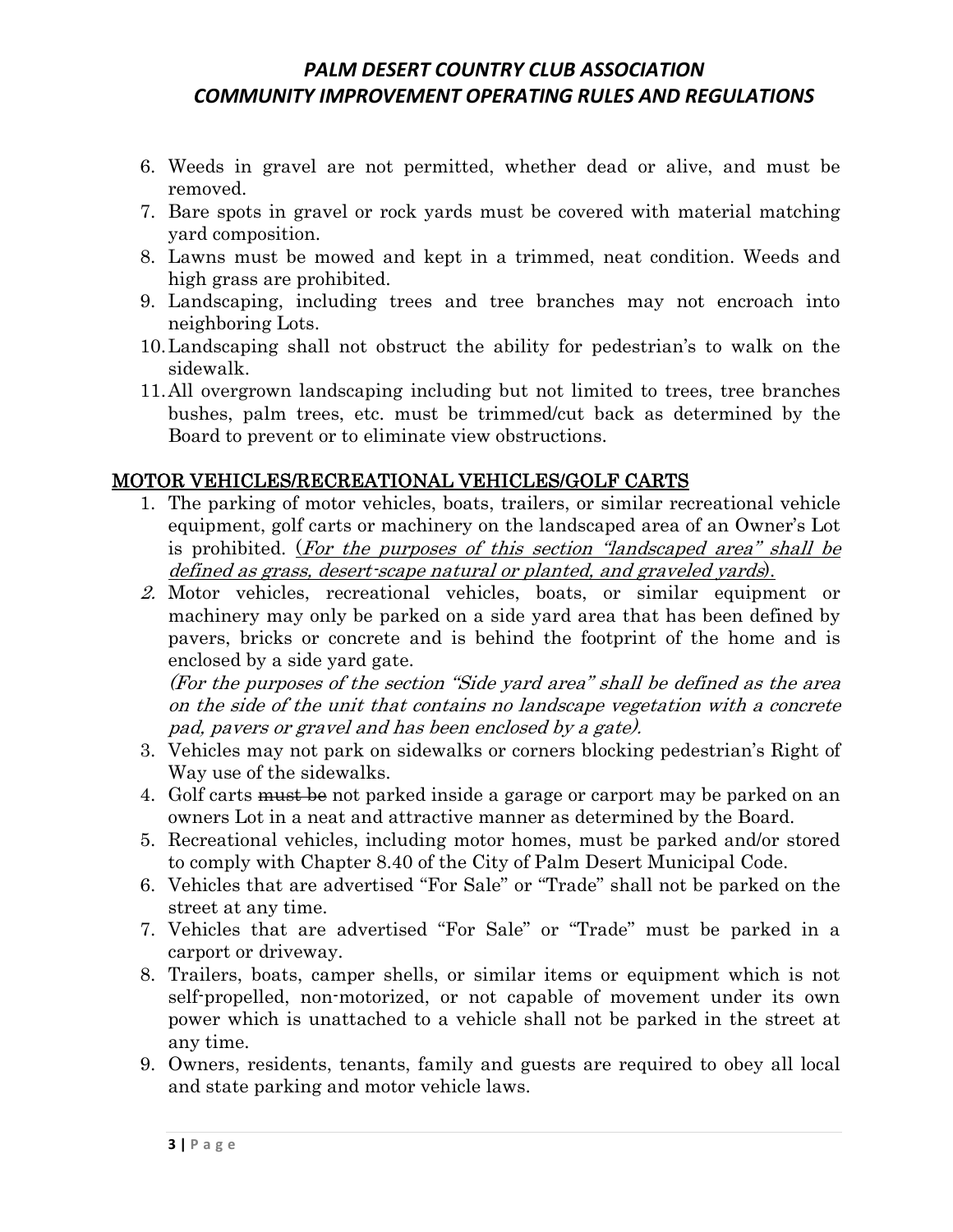6. Weeds in gravel are not permitted, whether dead or alive, and must be removed.
7. Bare spots in gravel or rock yards must be covered with material matching yard composition.
8. Lawns must be mowed and kept in a trimmed, neat condition. Weeds and high grass are prohibited.
9. Landscaping, including trees and tree branches may not encroach into neighboring Lots.
10. Landscaping shall not obstruct the ability for pedestrian's to walk on the sidewalk.
11. All overgrown landscaping including but not limited to trees, tree branches bushes, palm trees, etc. must be trimmed/cut back as determined by the Board to prevent or to eliminate view obstructions.

## MOTOR VEHICLES/RECREATIONAL VEHICLES/GOLF CARTS

1. The parking of motor vehicles, boats, trailers, or similar recreational vehicle equipment, golf carts or machinery on the landscaped area of an Owner's Lot is prohibited. (*For the purposes of this section "landscaped area" shall be defined as grass, desert-scape natural or planted, and graveled yards*).
2. Motor vehicles, recreational vehicles, boats, or similar equipment or machinery may only be parked on a side yard area that has been defined by pavers, bricks or concrete and is behind the footprint of the home and is enclosed by a side yard gate.
   *(For the purposes of the section "Side yard area" shall be defined as the area on the side of the unit that contains no landscape vegetation with a concrete pad, pavers or gravel and has been enclosed by a gate).*
3. Vehicles may not park on sidewalks or corners blocking pedestrian's Right of Way use of the sidewalks.
4. Golf carts ~~must be~~ not parked inside a garage or carport may be parked on an owners Lot in a neat and attractive manner as determined by the Board.
5. Recreational vehicles, including motor homes, must be parked and/or stored to comply with Chapter 8.40 of the City of Palm Desert Municipal Code.
6. Vehicles that are advertised "For Sale" or "Trade" shall not be parked on the street at any time.
7. Vehicles that are advertised "For Sale" or "Trade" must be parked in a carport or driveway.
8. Trailers, boats, camper shells, or similar items or equipment which is not self-propelled, non-motorized, or not capable of movement under its own power which is unattached to a vehicle shall not be parked in the street at any time.
9. Owners, residents, tenants, family and guests are required to obey all local and state parking and motor vehicle laws.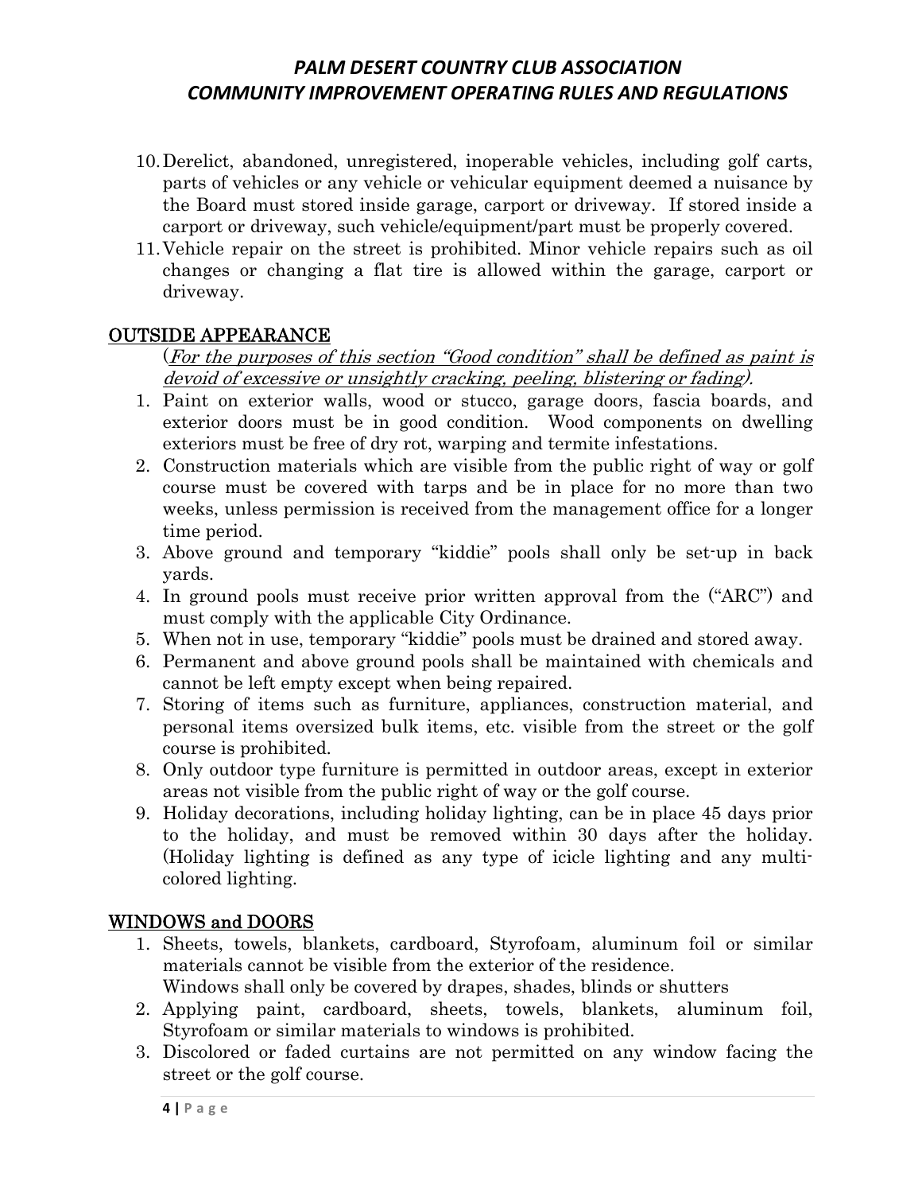10. Derelict, abandoned, unregistered, inoperable vehicles, including golf carts, parts of vehicles or any vehicle or vehicular equipment deemed a nuisance by the Board must stored inside garage, carport or driveway. If stored inside a carport or driveway, such vehicle/equipment/part must be properly covered.
11. Vehicle repair on the street is prohibited. Minor vehicle repairs such as oil changes or changing a flat tire is allowed within the garage, carport or driveway.

## OUTSIDE APPEARANCE

(*For the purposes of this section "Good condition" shall be defined as paint is devoid of excessive or unsightly cracking, peeling, blistering or fading).*

1. Paint on exterior walls, wood or stucco, garage doors, fascia boards, and exterior doors must be in good condition. Wood components on dwelling exteriors must be free of dry rot, warping and termite infestations.
2. Construction materials which are visible from the public right of way or golf course must be covered with tarps and be in place for no more than two weeks, unless permission is received from the management office for a longer time period.
3. Above ground and temporary "kiddie" pools shall only be set-up in back yards.
4. In ground pools must receive prior written approval from the ("ARC") and must comply with the applicable City Ordinance.
5. When not in use, temporary "kiddie" pools must be drained and stored away.
6. Permanent and above ground pools shall be maintained with chemicals and cannot be left empty except when being repaired.
7. Storing of items such as furniture, appliances, construction material, and personal items oversized bulk items, etc. visible from the street or the golf course is prohibited.
8. Only outdoor type furniture is permitted in outdoor areas, except in exterior areas not visible from the public right of way or the golf course.
9. Holiday decorations, including holiday lighting, can be in place 45 days prior to the holiday, and must be removed within 30 days after the holiday. (Holiday lighting is defined as any type of icicle lighting and any multi-colored lighting.

## WINDOWS and DOORS

1. Sheets, towels, blankets, cardboard, Styrofoam, aluminum foil or similar materials cannot be visible from the exterior of the residence.
   Windows shall only be covered by drapes, shades, blinds or shutters
2. Applying paint, cardboard, sheets, towels, blankets, aluminum foil, Styrofoam or similar materials to windows is prohibited.
3. Discolored or faded curtains are not permitted on any window facing the street or the golf course.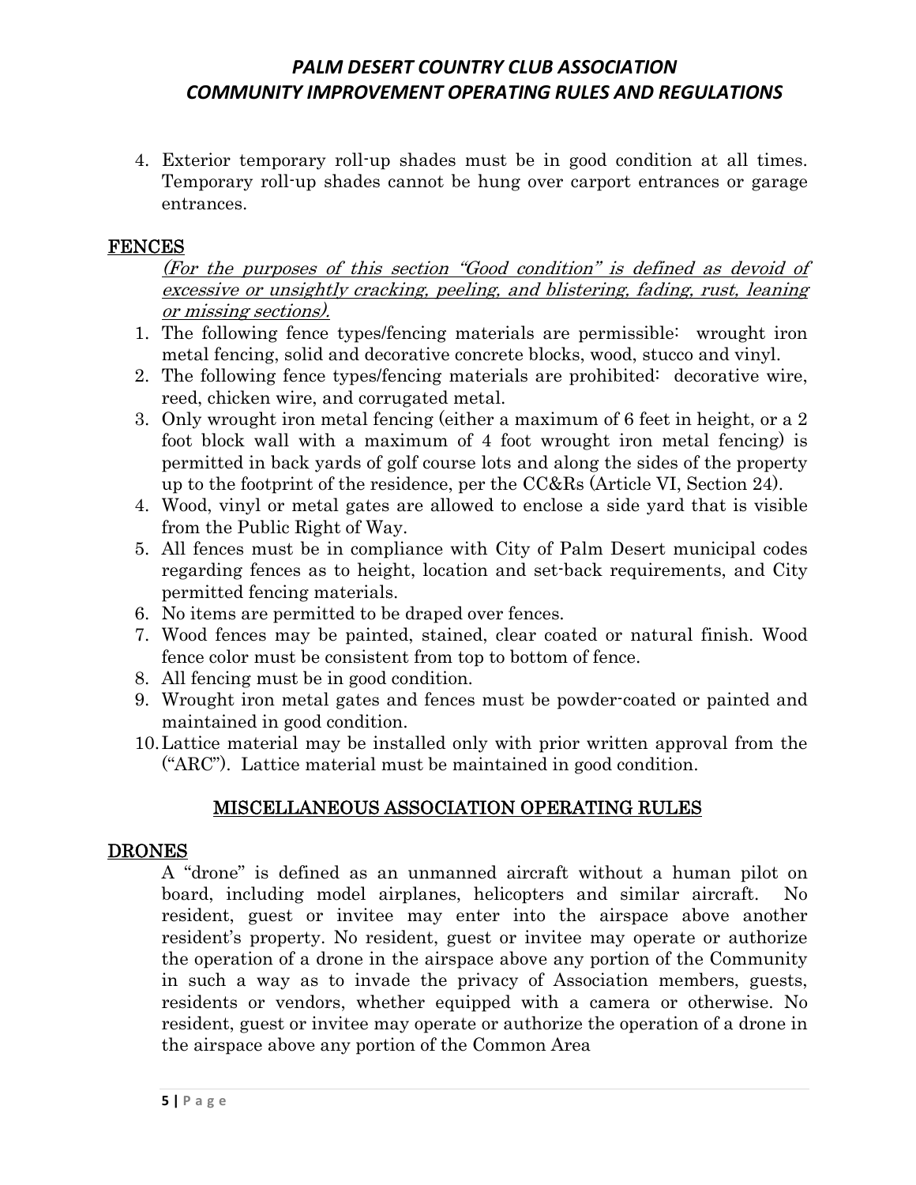4. Exterior temporary roll-up shades must be in good condition at all times. Temporary roll-up shades cannot be hung over carport entrances or garage entrances.

## FENCES

*(For the purposes of this section "Good condition" is defined as devoid of excessive or unsightly cracking, peeling, and blistering, fading, rust, leaning or missing sections).*

1. The following fence types/fencing materials are permissible: wrought iron metal fencing, solid and decorative concrete blocks, wood, stucco and vinyl.
2. The following fence types/fencing materials are prohibited: decorative wire, reed, chicken wire, and corrugated metal.
3. Only wrought iron metal fencing (either a maximum of 6 feet in height, or a 2 foot block wall with a maximum of 4 foot wrought iron metal fencing) is permitted in back yards of golf course lots and along the sides of the property up to the footprint of the residence, per the CC&Rs (Article VI, Section 24).
4. Wood, vinyl or metal gates are allowed to enclose a side yard that is visible from the Public Right of Way.
5. All fences must be in compliance with City of Palm Desert municipal codes regarding fences as to height, location and set-back requirements, and City permitted fencing materials.
6. No items are permitted to be draped over fences.
7. Wood fences may be painted, stained, clear coated or natural finish. Wood fence color must be consistent from top to bottom of fence.
8. All fencing must be in good condition.
9. Wrought iron metal gates and fences must be powder-coated or painted and maintained in good condition.
10. Lattice material may be installed only with prior written approval from the ("ARC"). Lattice material must be maintained in good condition.

# MISCELLANEOUS ASSOCIATION OPERATING RULES

## DRONES

A "drone" is defined as an unmanned aircraft without a human pilot on board, including model airplanes, helicopters and similar aircraft. No resident, guest or invitee may enter into the airspace above another resident's property. No resident, guest or invitee may operate or authorize the operation of a drone in the airspace above any portion of the Community in such a way as to invade the privacy of Association members, guests, residents or vendors, whether equipped with a camera or otherwise. No resident, guest or invitee may operate or authorize the operation of a drone in the airspace above any portion of the Common Area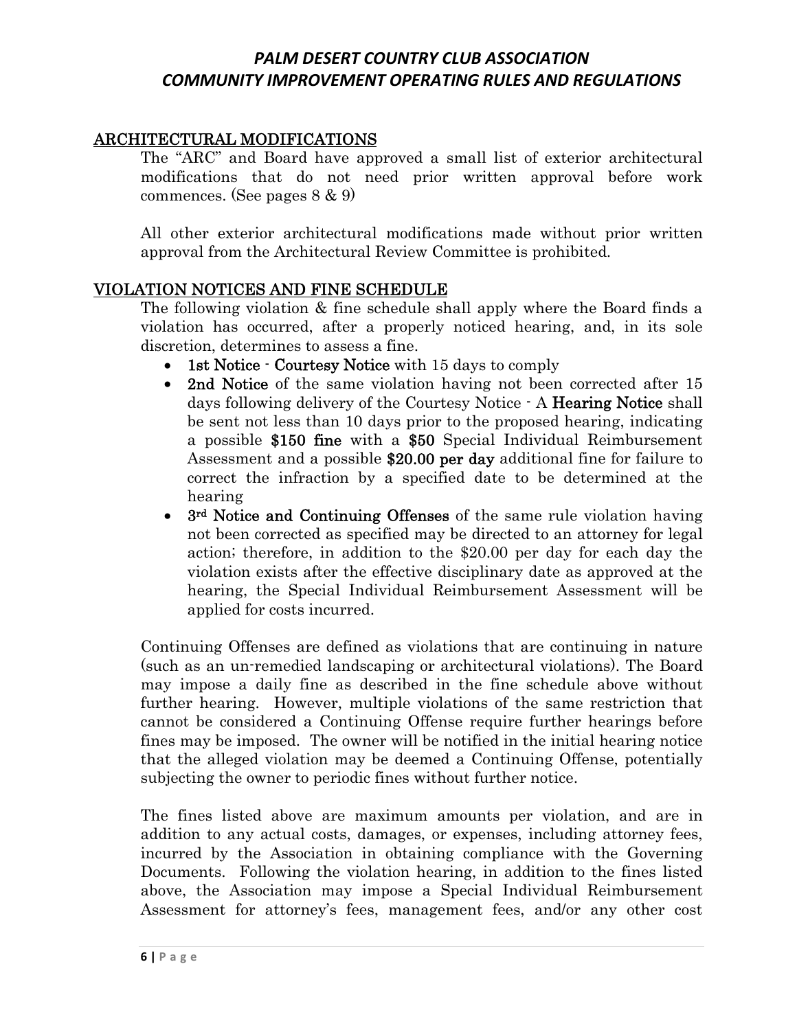## ARCHITECTURAL MODIFICATIONS

The "ARC" and Board have approved a small list of exterior architectural modifications that do not need prior written approval before work commences. (See pages 8 & 9)

All other exterior architectural modifications made without prior written approval from the Architectural Review Committee is prohibited.

## VIOLATION NOTICES AND FINE SCHEDULE

The following violation & fine schedule shall apply where the Board finds a violation has occurred, after a properly noticed hearing, and, in its sole discretion, determines to assess a fine.

- **1st Notice - Courtesy Notice** with 15 days to comply
- **2nd Notice** of the same violation having not been corrected after 15 days following delivery of the Courtesy Notice - A **Hearing Notice** shall be sent not less than 10 days prior to the proposed hearing, indicating a possible **$150 fine** with a **$50** Special Individual Reimbursement Assessment and a possible **$20.00 per day** additional fine for failure to correct the infraction by a specified date to be determined at the hearing
- **3rd Notice and Continuing Offenses** of the same rule violation having not been corrected as specified may be directed to an attorney for legal action; therefore, in addition to the $20.00 per day for each day the violation exists after the effective disciplinary date as approved at the hearing, the Special Individual Reimbursement Assessment will be applied for costs incurred.

Continuing Offenses are defined as violations that are continuing in nature (such as an un-remedied landscaping or architectural violations). The Board may impose a daily fine as described in the fine schedule above without further hearing. However, multiple violations of the same restriction that cannot be considered a Continuing Offense require further hearings before fines may be imposed. The owner will be notified in the initial hearing notice that the alleged violation may be deemed a Continuing Offense, potentially subjecting the owner to periodic fines without further notice.

The fines listed above are maximum amounts per violation, and are in addition to any actual costs, damages, or expenses, including attorney fees, incurred by the Association in obtaining compliance with the Governing Documents. Following the violation hearing, in addition to the fines listed above, the Association may impose a Special Individual Reimbursement Assessment for attorney's fees, management fees, and/or any other cost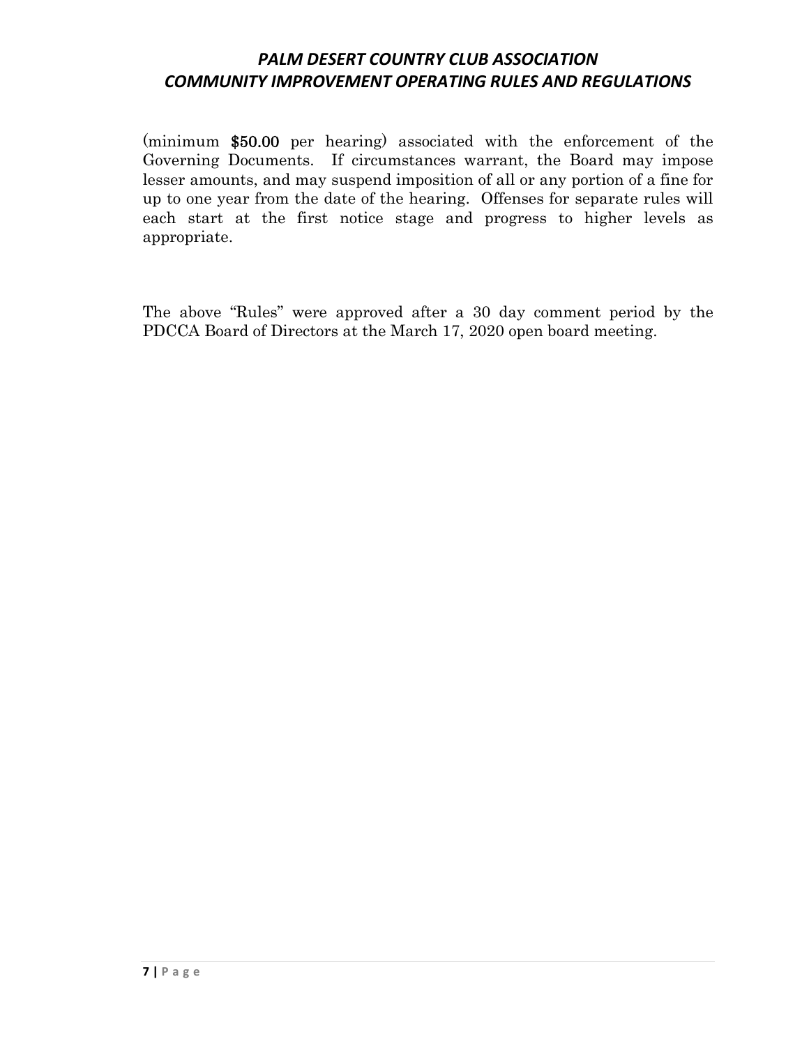(minimum **$50.00** per hearing) associated with the enforcement of the Governing Documents. If circumstances warrant, the Board may impose lesser amounts, and may suspend imposition of all or any portion of a fine for up to one year from the date of the hearing. Offenses for separate rules will each start at the first notice stage and progress to higher levels as appropriate.

The above "Rules" were approved after a 30 day comment period by the PDCCA Board of Directors at the March 17, 2020 open board meeting.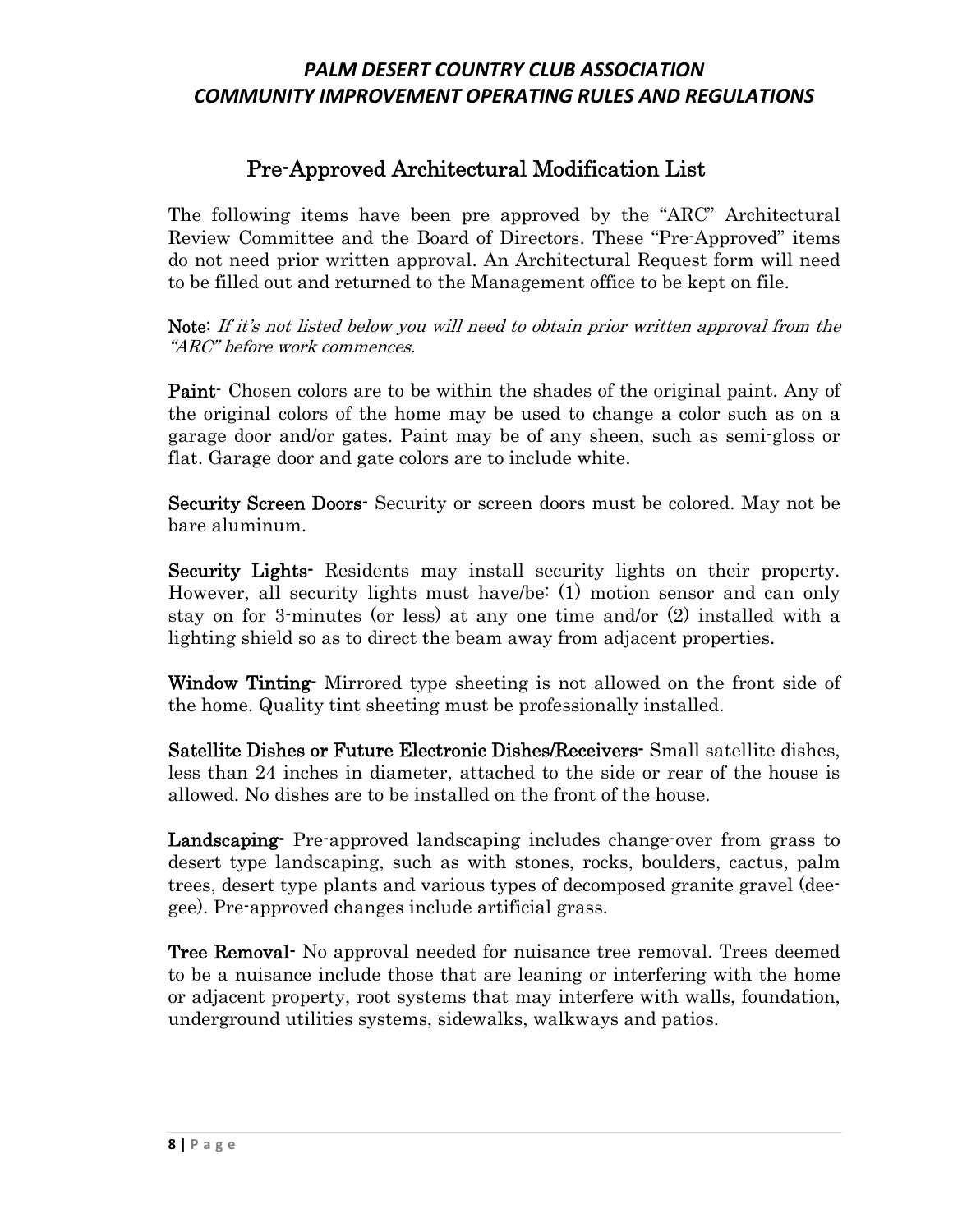## Pre-Approved Architectural Modification List

The following items have been pre approved by the "ARC" Architectural Review Committee and the Board of Directors. These "Pre-Approved" items do not need prior written approval. An Architectural Request form will need to be filled out and returned to the Management office to be kept on file.

**Note:** *If it's not listed below you will need to obtain prior written approval from the "ARC" before work commences.*

**Paint-** Chosen colors are to be within the shades of the original paint. Any of the original colors of the home may be used to change a color such as on a garage door and/or gates. Paint may be of any sheen, such as semi-gloss or flat. Garage door and gate colors are to include white.

**Security Screen Doors-** Security or screen doors must be colored. May not be bare aluminum.

**Security Lights-** Residents may install security lights on their property. However, all security lights must have/be: (1) motion sensor and can only stay on for 3-minutes (or less) at any one time and/or (2) installed with a lighting shield so as to direct the beam away from adjacent properties.

**Window Tinting-** Mirrored type sheeting is not allowed on the front side of the home. Quality tint sheeting must be professionally installed.

**Satellite Dishes or Future Electronic Dishes/Receivers-** Small satellite dishes, less than 24 inches in diameter, attached to the side or rear of the house is allowed. No dishes are to be installed on the front of the house.

**Landscaping-** Pre-approved landscaping includes change-over from grass to desert type landscaping, such as with stones, rocks, boulders, cactus, palm trees, desert type plants and various types of decomposed granite gravel (dee-gee). Pre-approved changes include artificial grass.

**Tree Removal-** No approval needed for nuisance tree removal. Trees deemed to be a nuisance include those that are leaning or interfering with the home or adjacent property, root systems that may interfere with walls, foundation, underground utilities systems, sidewalks, walkways and patios.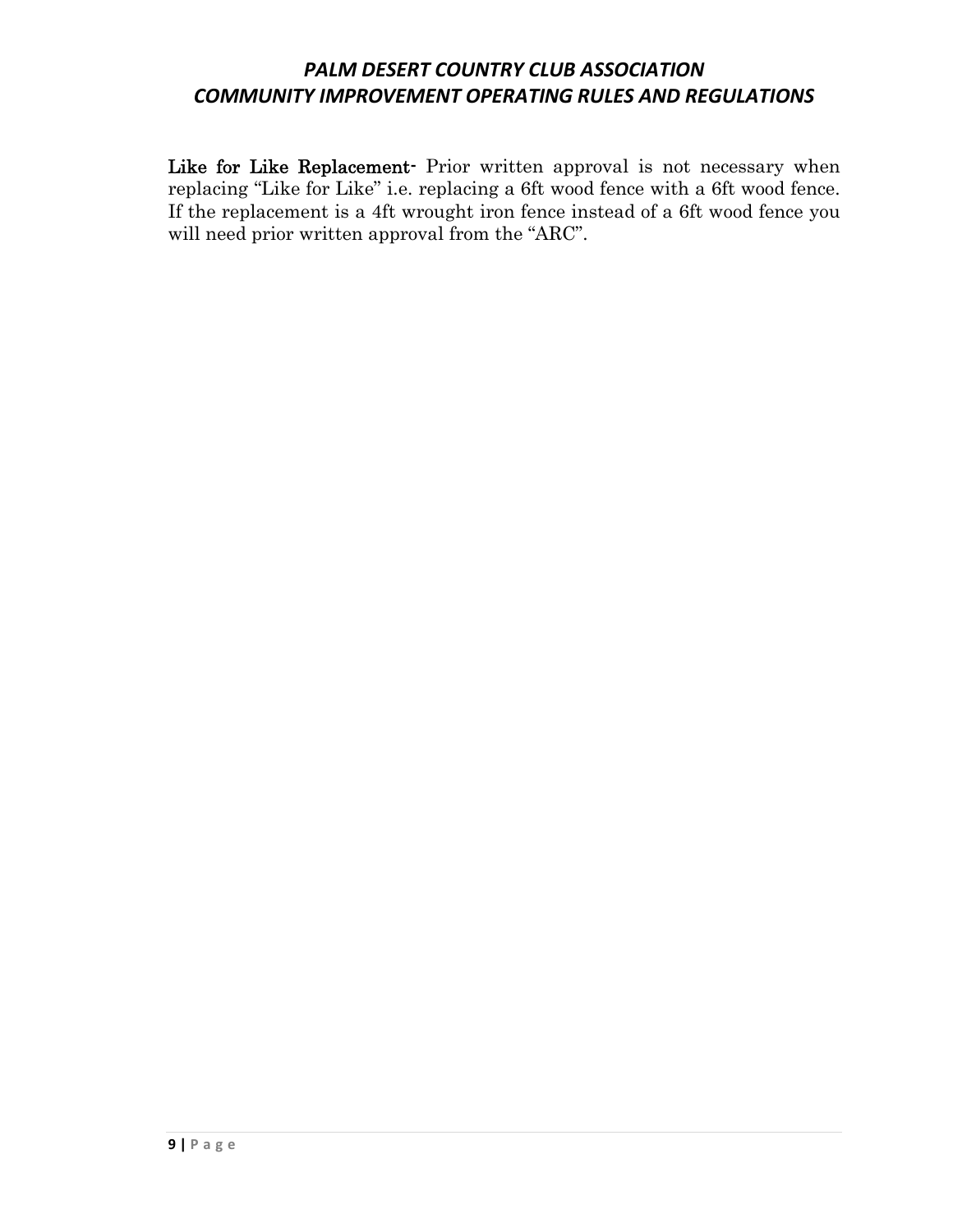**Like for Like Replacement-** Prior written approval is not necessary when replacing "Like for Like" i.e. replacing a 6ft wood fence with a 6ft wood fence. If the replacement is a 4ft wrought iron fence instead of a 6ft wood fence you will need prior written approval from the "ARC".